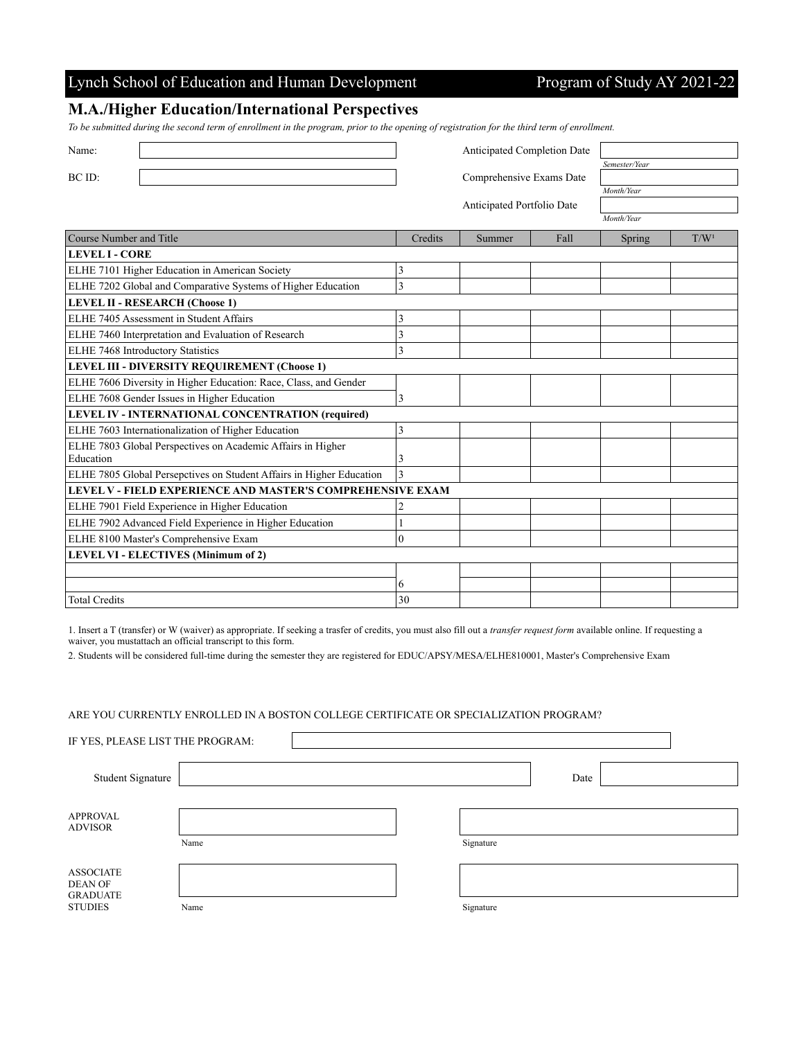Lynch School of Education and Human Development — Program of Study AY 2021-22

## M.A./Higher Education/International Perspectives

*To be submitted during the second term of enrollment in the program, prior to the opening of registration for the third term of enrollment.*

Name: 

BC ID: 

Anticipated Completion Date: *Semester/Year*

Comprehensive Exams Date: *Month/Year*

Anticipated Portfolio Date: *Month/Year*

| Course Number and Title | Credits | Summer | Fall | Spring | T/W[1] |
|---|---|---|---|---|---|
| **LEVEL I - CORE** | | | | | |
| ELHE 7101 Higher Education in American Society | 3 | | | | |
| ELHE 7202 Global and Comparative Systems of Higher Education | 3 | | | | |
| **LEVEL II - RESEARCH (Choose 1)** | | | | | |
| ELHE 7405 Assessment in Student Affairs | 3 | | | | |
| ELHE 7460 Interpretation and Evaluation of Research | 3 | | | | |
| ELHE 7468 Introductory Statistics | 3 | | | | |
| **LEVEL III - DIVERSITY REQUIREMENT (Choose 1)** | | | | | |
| ELHE 7606 Diversity in Higher Education: Race, Class, and Gender | | | | | |
| ELHE 7608 Gender Issues in Higher Education | 3 | | | | |
| **LEVEL IV - INTERNATIONAL CONCENTRATION (required)** | | | | | |
| ELHE 7603 Internationalization of Higher Education | 3 | | | | |
| ELHE 7803 Global Perspectives on Academic Affairs in Higher Education | 3 | | | | |
| ELHE 7805 Global Persepctives on Student Affairs in Higher Education | 3 | | | | |
| **LEVEL V - FIELD EXPERIENCE AND MASTER'S COMPREHENSIVE EXAM** | | | | | |
| ELHE 7901 Field Experience in Higher Education | 2 | | | | |
| ELHE 7902 Advanced Field Experience in Higher Education | 1 | | | | |
| ELHE 8100 Master's Comprehensive Exam | 0 | | | | |
| **LEVEL VI - ELECTIVES (Minimum of 2)** | | | | | |
| | | | | | |
| | 6 | | | | |
| Total Credits | 30 | | | | |

1. Insert a T (transfer) or W (waiver) as appropriate. If seeking a trasfer of credits, you must also fill out a *transfer request form* available online. If requesting a waiver, you mustattach an official transcript to this form.

2. Students will be considered full-time during the semester they are registered for EDUC/APSY/MESA/ELHE810001, Master's Comprehensive Exam

ARE YOU CURRENTLY ENROLLED IN A BOSTON COLLEGE CERTIFICATE OR SPECIALIZATION PROGRAM?

IF YES, PLEASE LIST THE PROGRAM: 

Student Signature: Date: 

APPROVAL ADVISOR: Name / Signature

ASSOCIATE DEAN OF GRADUATE STUDIES: Name / Signature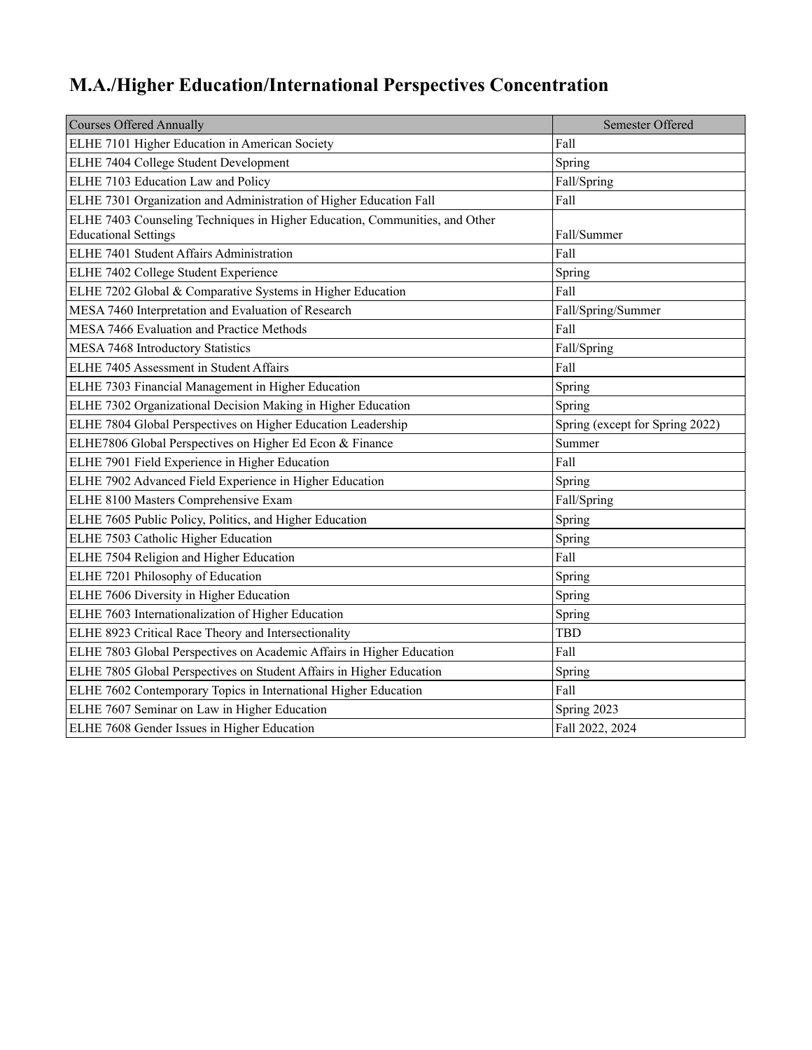# M.A./Higher Education/International Perspectives Concentration

| Courses Offered Annually | Semester Offered |
|---|---|
| ELHE 7101 Higher Education in American Society | Fall |
| ELHE 7404 College Student Development | Spring |
| ELHE 7103 Education Law and Policy | Fall/Spring |
| ELHE 7301 Organization and Administration of Higher Education Fall | Fall |
| ELHE 7403 Counseling Techniques in Higher Education, Communities, and Other Educational Settings | Fall/Summer |
| ELHE 7401 Student Affairs Administration | Fall |
| ELHE 7402 College Student Experience | Spring |
| ELHE 7202 Global & Comparative Systems in Higher Education | Fall |
| MESA 7460 Interpretation and Evaluation of Research | Fall/Spring/Summer |
| MESA 7466 Evaluation and Practice Methods | Fall |
| MESA 7468 Introductory Statistics | Fall/Spring |
| ELHE 7405 Assessment in Student Affairs | Fall |
| ELHE 7303 Financial Management in Higher Education | Spring |
| ELHE 7302 Organizational Decision Making in Higher Education | Spring |
| ELHE 7804 Global Perspectives on Higher Education Leadership | Spring (except for Spring 2022) |
| ELHE7806 Global Perspectives on Higher Ed Econ & Finance | Summer |
| ELHE 7901 Field Experience in Higher Education | Fall |
| ELHE 7902 Advanced Field Experience in Higher Education | Spring |
| ELHE 8100 Masters Comprehensive Exam | Fall/Spring |
| ELHE 7605 Public Policy, Politics, and Higher Education | Spring |
| ELHE 7503 Catholic Higher Education | Spring |
| ELHE 7504 Religion and Higher Education | Fall |
| ELHE 7201 Philosophy of Education | Spring |
| ELHE 7606 Diversity in Higher Education | Spring |
| ELHE 7603 Internationalization of Higher Education | Spring |
| ELHE 8923 Critical Race Theory and Intersectionality | TBD |
| ELHE 7803 Global Perspectives on Academic Affairs in Higher Education | Fall |
| ELHE 7805 Global Perspectives on Student Affairs in Higher Education | Spring |
| ELHE 7602 Contemporary Topics in International Higher Education | Fall |
| ELHE 7607 Seminar on Law in Higher Education | Spring 2023 |
| ELHE 7608 Gender Issues in Higher Education | Fall 2022, 2024 |